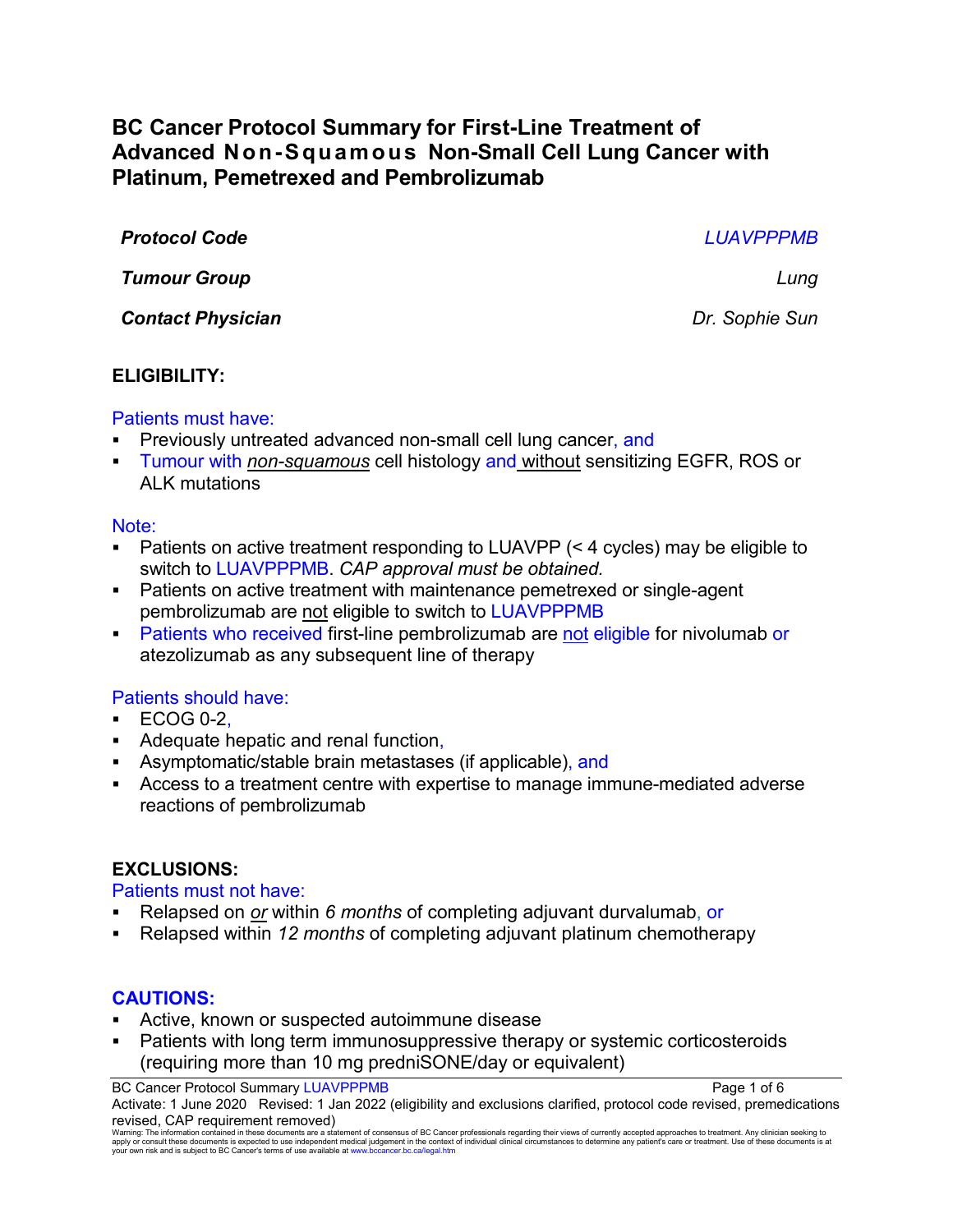# BC Cancer Protocol Summary for First-Line Treatment of Advanced Non-Squamous Non-Small Cell Lung Cancer with Platinum, Pemetrexed and Pembrolizumab

| | |
|---|---|
| ***Protocol Code*** | *LUAVPPPMB* |
| ***Tumour Group*** | *Lung* |
| ***Contact Physician*** | *Dr. Sophie Sun* |

## ELIGIBILITY:

Patients must have:

- Previously untreated advanced non-small cell lung cancer, and
- Tumour with *non-squamous* cell histology and without sensitizing EGFR, ROS or ALK mutations

Note:

- Patients on active treatment responding to LUAVPP (< 4 cycles) may be eligible to switch to LUAVPPPMB. *CAP approval must be obtained.*
- Patients on active treatment with maintenance pemetrexed or single-agent pembrolizumab are not eligible to switch to LUAVPPPMB
- Patients who received first-line pembrolizumab are not eligible for nivolumab or atezolizumab as any subsequent line of therapy

Patients should have:

- ECOG 0-2,
- Adequate hepatic and renal function,
- Asymptomatic/stable brain metastases (if applicable), and
- Access to a treatment centre with expertise to manage immune-mediated adverse reactions of pembrolizumab

## EXCLUSIONS:

Patients must not have:

- Relapsed on *or* within *6 months* of completing adjuvant durvalumab, or
- Relapsed within *12 months* of completing adjuvant platinum chemotherapy

## CAUTIONS:

- Active, known or suspected autoimmune disease
- Patients with long term immunosuppressive therapy or systemic corticosteroids (requiring more than 10 mg predniSONE/day or equivalent)

Activate: 1 June 2020 Revised: 1 Jan 2022 (eligibility and exclusions clarified, protocol code revised, premedications revised, CAP requirement removed)

Warning: The information contained in these documents are a statement of consensus of BC Cancer professionals regarding their views of currently accepted approaches to treatment. Any clinician seeking to apply or consult these documents is expected to use independent medical judgement in the context of individual clinical circumstances to determine any patient's care or treatment. Use of these documents is at your own risk and is subject to BC Cancer's terms of use available at www.bccancer.bc.ca/legal.htm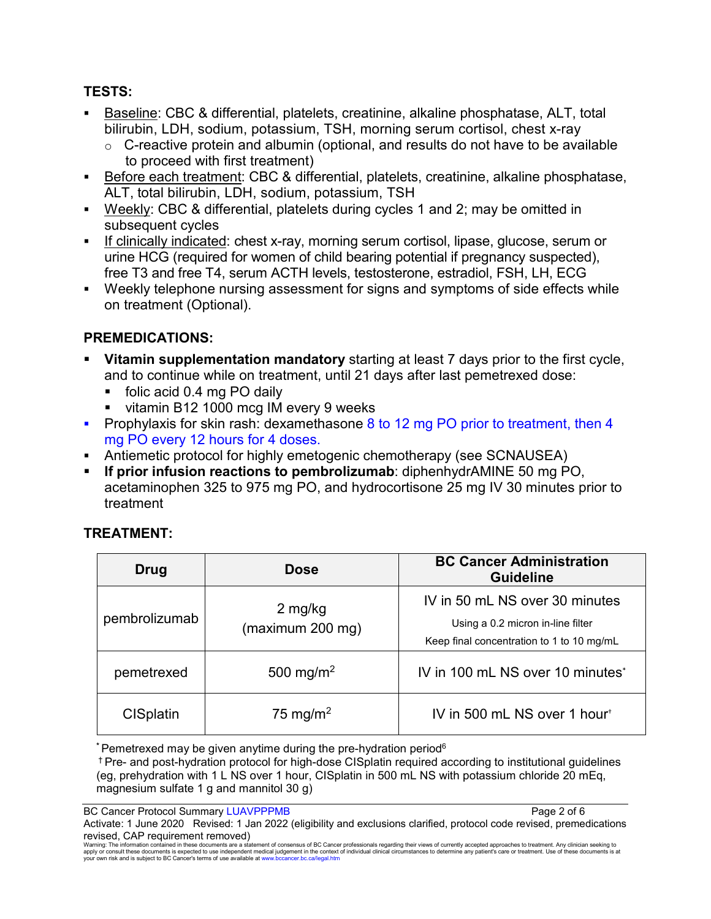## TESTS:

- Baseline: CBC & differential, platelets, creatinine, alkaline phosphatase, ALT, total bilirubin, LDH, sodium, potassium, TSH, morning serum cortisol, chest x-ray
  - C-reactive protein and albumin (optional, and results do not have to be available to proceed with first treatment)
- Before each treatment: CBC & differential, platelets, creatinine, alkaline phosphatase, ALT, total bilirubin, LDH, sodium, potassium, TSH
- Weekly: CBC & differential, platelets during cycles 1 and 2; may be omitted in subsequent cycles
- If clinically indicated: chest x-ray, morning serum cortisol, lipase, glucose, serum or urine HCG (required for women of child bearing potential if pregnancy suspected), free T3 and free T4, serum ACTH levels, testosterone, estradiol, FSH, LH, ECG
- Weekly telephone nursing assessment for signs and symptoms of side effects while on treatment (Optional).

## PREMEDICATIONS:

- **Vitamin supplementation mandatory** starting at least 7 days prior to the first cycle, and to continue while on treatment, until 21 days after last pemetrexed dose:
  - folic acid 0.4 mg PO daily
  - vitamin B12 1000 mcg IM every 9 weeks
- Prophylaxis for skin rash: dexamethasone 8 to 12 mg PO prior to treatment, then 4 mg PO every 12 hours for 4 doses.
- Antiemetic protocol for highly emetogenic chemotherapy (see SCNAUSEA)
- **If prior infusion reactions to pembrolizumab**: diphenhydrAMINE 50 mg PO, acetaminophen 325 to 975 mg PO, and hydrocortisone 25 mg IV 30 minutes prior to treatment

## TREATMENT:

| Drug | Dose | BC Cancer Administration Guideline |
|---|---|---|
| pembrolizumab | 2 mg/kg (maximum 200 mg) | IV in 50 mL NS over 30 minutes<br>Using a 0.2 micron in-line filter<br>Keep final concentration to 1 to 10 mg/mL |
| pemetrexed | 500 mg/m$^2$ | IV in 100 mL NS over 10 minutes* |
| CISplatin | 75 mg/m$^2$ | IV in 500 mL NS over 1 hour† |

\* Pemetrexed may be given anytime during the pre-hydration period[6]

† Pre- and post-hydration protocol for high-dose CISplatin required according to institutional guidelines (eg, prehydration with 1 L NS over 1 hour, CISplatin in 500 mL NS with potassium chloride 20 mEq, magnesium sulfate 1 g and mannitol 30 g)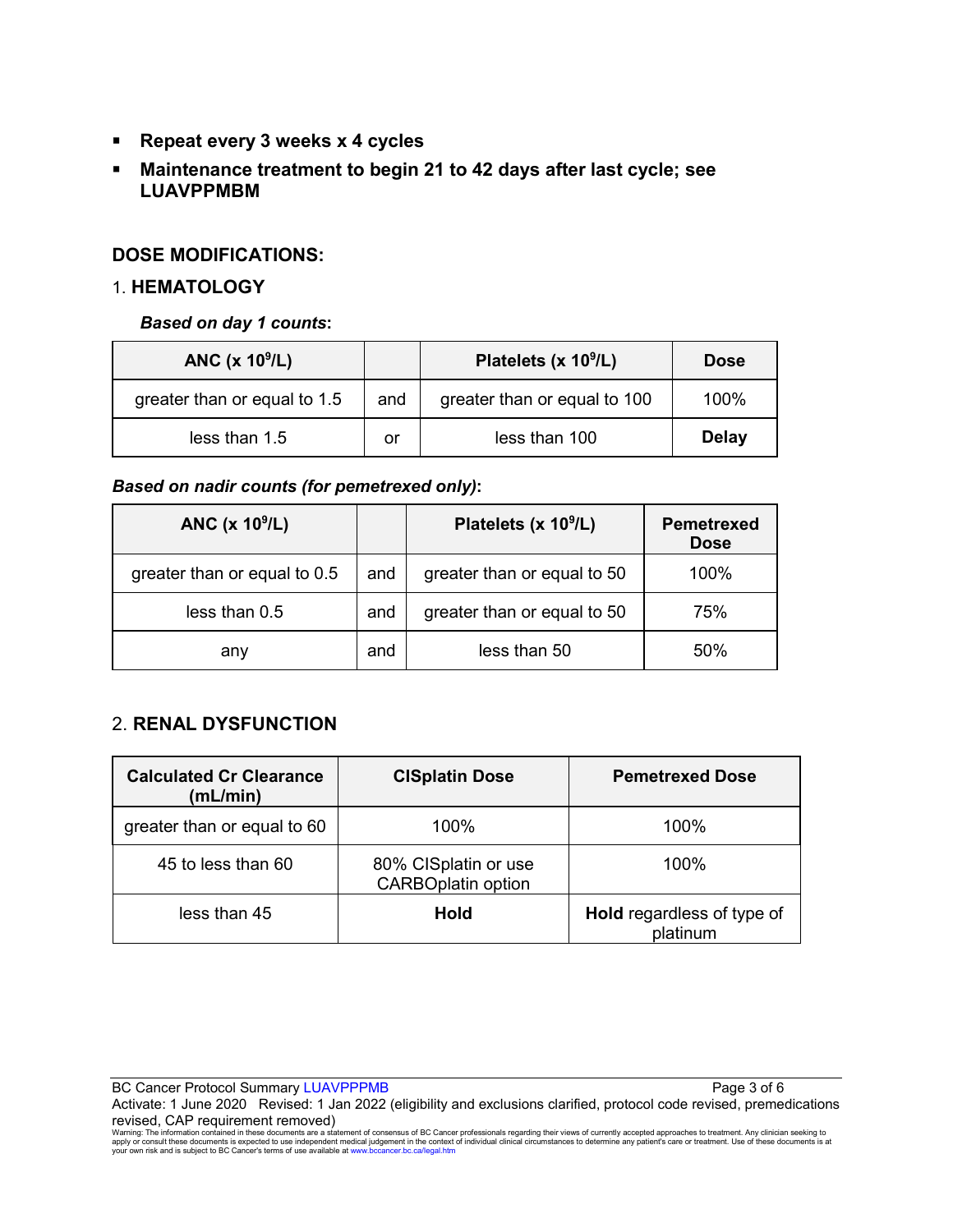- **Repeat every 3 weeks x 4 cycles**
- **Maintenance treatment to begin 21 to 42 days after last cycle; see LUAVPPMBM**

## DOSE MODIFICATIONS:

### 1. HEMATOLOGY

***Based on day 1 counts*:**

| ANC (x $10^9$/L) | | Platelets (x $10^9$/L) | Dose |
|---|---|---|---|
| greater than or equal to 1.5 | and | greater than or equal to 100 | 100% |
| less than 1.5 | or | less than 100 | **Delay** |

***Based on nadir counts (for pemetrexed only)*:**

| ANC (x $10^9$/L) | | Platelets (x $10^9$/L) | Pemetrexed Dose |
|---|---|---|---|
| greater than or equal to 0.5 | and | greater than or equal to 50 | 100% |
| less than 0.5 | and | greater than or equal to 50 | 75% |
| any | and | less than 50 | 50% |

### 2. RENAL DYSFUNCTION

| Calculated Cr Clearance (mL/min) | CISplatin Dose | Pemetrexed Dose |
|---|---|---|
| greater than or equal to 60 | 100% | 100% |
| 45 to less than 60 | 80% CISplatin or use CARBOplatin option | 100% |
| less than 45 | **Hold** | **Hold** regardless of type of platinum |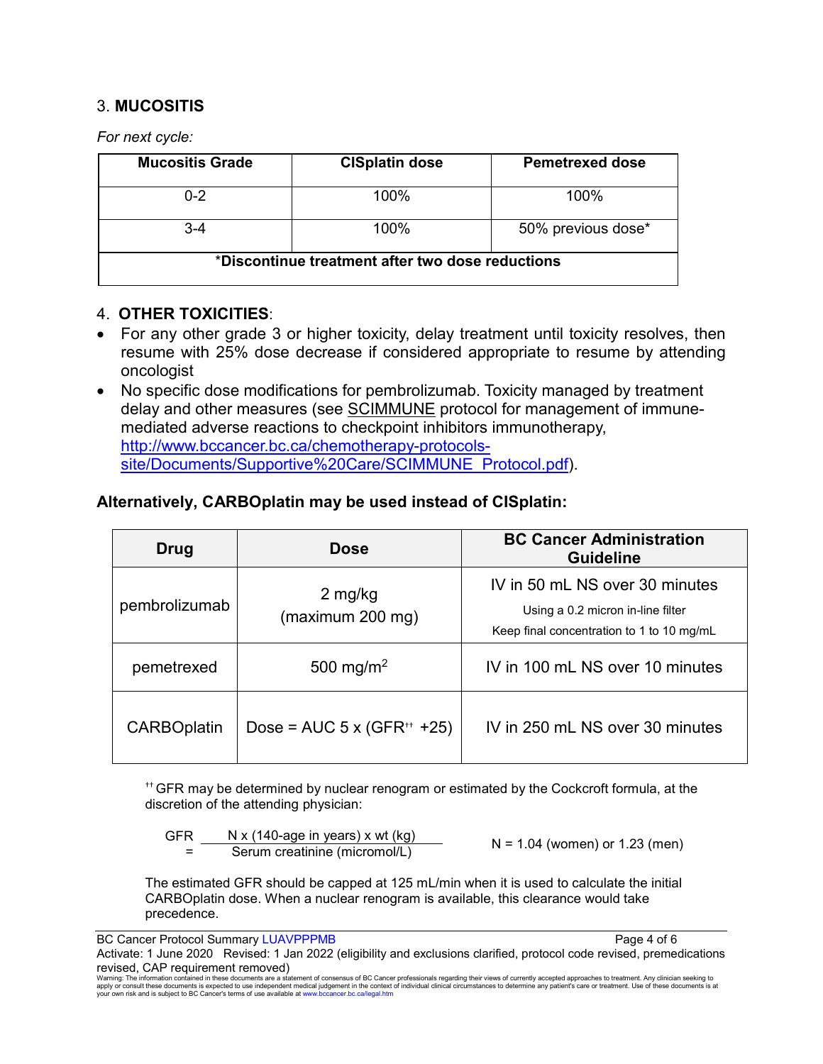3. **MUCOSITIS**

*For next cycle:*

| Mucositis Grade | CISplatin dose | Pemetrexed dose |
|---|---|---|
| 0-2 | 100% | 100% |
| 3-4 | 100% | 50% previous dose* |
| ***Discontinue treatment after two dose reductions** | | |

4. **OTHER TOXICITIES**:

- For any other grade 3 or higher toxicity, delay treatment until toxicity resolves, then resume with 25% dose decrease if considered appropriate to resume by attending oncologist
- No specific dose modifications for pembrolizumab. Toxicity managed by treatment delay and other measures (see SCIMMUNE protocol for management of immune-mediated adverse reactions to checkpoint inhibitors immunotherapy, http://www.bccancer.bc.ca/chemotherapy-protocols-site/Documents/Supportive%20Care/SCIMMUNE_Protocol.pdf).

**Alternatively, CARBOplatin may be used instead of CISplatin:**

| Drug | Dose | BC Cancer Administration Guideline |
|---|---|---|
| pembrolizumab | 2 mg/kg (maximum 200 mg) | IV in 50 mL NS over 30 minutes<br>Using a 0.2 micron in-line filter<br>Keep final concentration to 1 to 10 mg/mL |
| pemetrexed | 500 mg/m$^2$ | IV in 100 mL NS over 10 minutes |
| CARBOplatin | Dose = AUC 5 x (GFR[††] +25) | IV in 250 mL NS over 30 minutes |

[††] GFR may be determined by nuclear renogram or estimated by the Cockcroft formula, at the discretion of the attending physician:

$$\text{GFR} = \frac{\text{N} \times (140 - \text{age in years}) \times \text{wt (kg)}}{\text{Serum creatinine (micromol/L)}} \qquad \text{N} = 1.04 \text{ (women) or } 1.23 \text{ (men)}$$

The estimated GFR should be capped at 125 mL/min when it is used to calculate the initial CARBOplatin dose. When a nuclear renogram is available, this clearance would take precedence.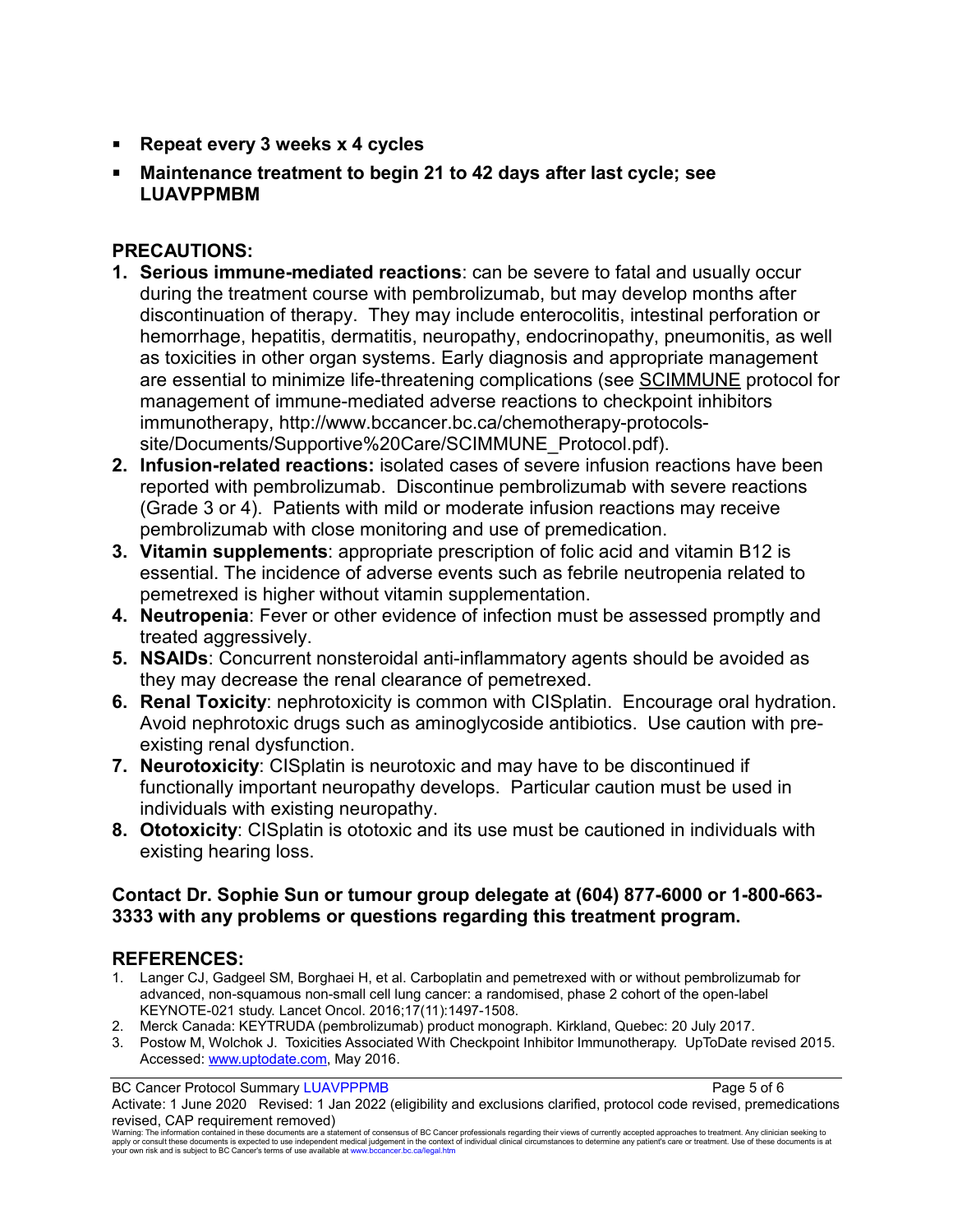- **Repeat every 3 weeks x 4 cycles**
- **Maintenance treatment to begin 21 to 42 days after last cycle; see LUAVPPMBM**

## PRECAUTIONS:

1. **Serious immune-mediated reactions**: can be severe to fatal and usually occur during the treatment course with pembrolizumab, but may develop months after discontinuation of therapy. They may include enterocolitis, intestinal perforation or hemorrhage, hepatitis, dermatitis, neuropathy, endocrinopathy, pneumonitis, as well as toxicities in other organ systems. Early diagnosis and appropriate management are essential to minimize life-threatening complications (see SCIMMUNE protocol for management of immune-mediated adverse reactions to checkpoint inhibitors immunotherapy, http://www.bccancer.bc.ca/chemotherapy-protocols-site/Documents/Supportive%20Care/SCIMMUNE_Protocol.pdf).
2. **Infusion-related reactions:** isolated cases of severe infusion reactions have been reported with pembrolizumab. Discontinue pembrolizumab with severe reactions (Grade 3 or 4). Patients with mild or moderate infusion reactions may receive pembrolizumab with close monitoring and use of premedication.
3. **Vitamin supplements**: appropriate prescription of folic acid and vitamin B12 is essential. The incidence of adverse events such as febrile neutropenia related to pemetrexed is higher without vitamin supplementation.
4. **Neutropenia**: Fever or other evidence of infection must be assessed promptly and treated aggressively.
5. **NSAIDs**: Concurrent nonsteroidal anti-inflammatory agents should be avoided as they may decrease the renal clearance of pemetrexed.
6. **Renal Toxicity**: nephrotoxicity is common with CISplatin. Encourage oral hydration. Avoid nephrotoxic drugs such as aminoglycoside antibiotics. Use caution with pre-existing renal dysfunction.
7. **Neurotoxicity**: CISplatin is neurotoxic and may have to be discontinued if functionally important neuropathy develops. Particular caution must be used in individuals with existing neuropathy.
8. **Ototoxicity**: CISplatin is ototoxic and its use must be cautioned in individuals with existing hearing loss.

**Contact Dr. Sophie Sun or tumour group delegate at (604) 877-6000 or 1-800-663-3333 with any problems or questions regarding this treatment program.**

## REFERENCES:

1. Langer CJ, Gadgeel SM, Borghaei H, et al. Carboplatin and pemetrexed with or without pembrolizumab for advanced, non-squamous non-small cell lung cancer: a randomised, phase 2 cohort of the open-label KEYNOTE-021 study. Lancet Oncol. 2016;17(11):1497-1508.
2. Merck Canada: KEYTRUDA (pembrolizumab) product monograph. Kirkland, Quebec: 20 July 2017.
3. Postow M, Wolchok J. Toxicities Associated With Checkpoint Inhibitor Immunotherapy. UpToDate revised 2015. Accessed: www.uptodate.com, May 2016.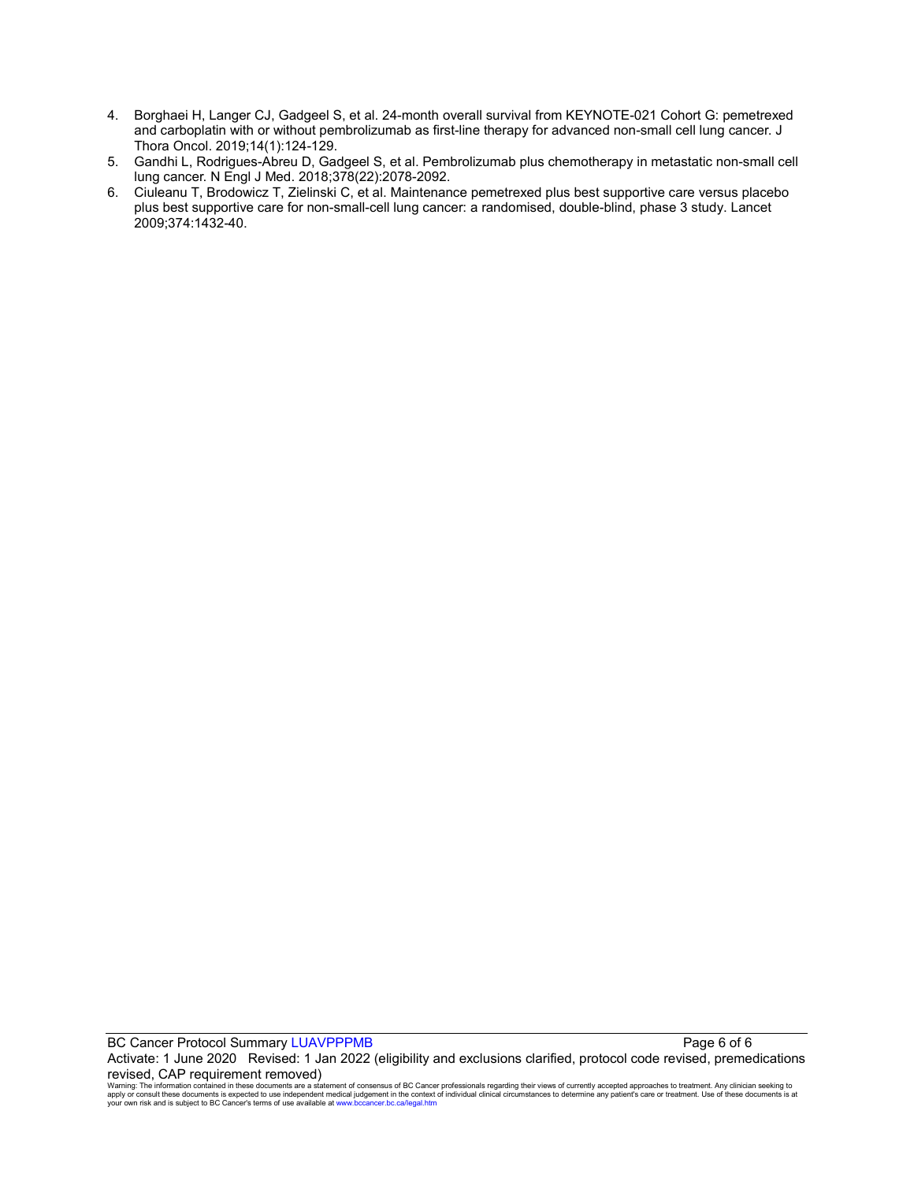4. Borghaei H, Langer CJ, Gadgeel S, et al. 24-month overall survival from KEYNOTE-021 Cohort G: pemetrexed and carboplatin with or without pembrolizumab as first-line therapy for advanced non-small cell lung cancer. J Thora Oncol. 2019;14(1):124-129.
5. Gandhi L, Rodrigues-Abreu D, Gadgeel S, et al. Pembrolizumab plus chemotherapy in metastatic non-small cell lung cancer. N Engl J Med. 2018;378(22):2078-2092.
6. Ciuleanu T, Brodowicz T, Zielinski C, et al. Maintenance pemetrexed plus best supportive care versus placebo plus best supportive care for non-small-cell lung cancer: a randomised, double-blind, phase 3 study. Lancet 2009;374:1432-40.